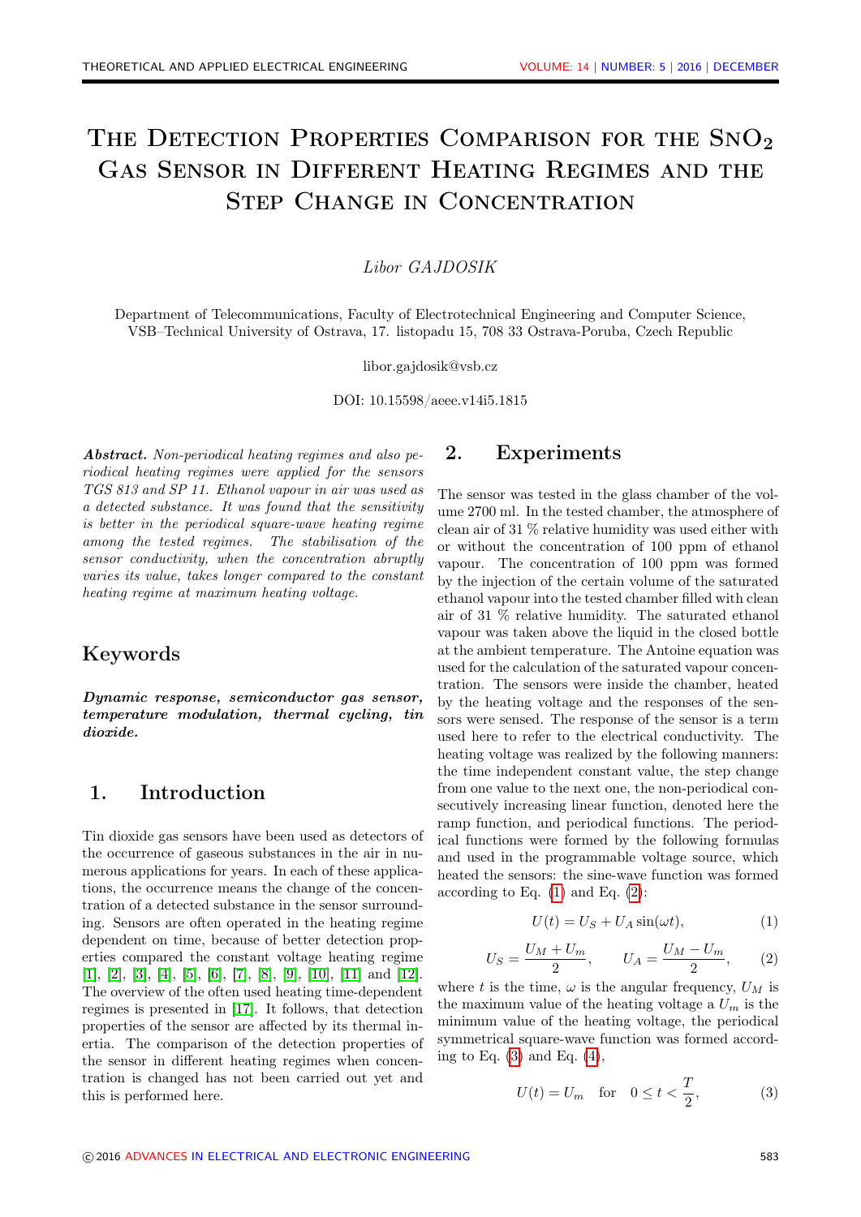# The Detection Properties Comparison for the $SnO_2$ Gas Sensor in Different Heating Regimes and the Step Change in Concentration

*Libor GAJDOSIK*

Department of Telecommunications, Faculty of Electrotechnical Engineering and Computer Science, VSB–Technical University of Ostrava, 17. listopadu 15, 708 33 Ostrava-Poruba, Czech Republic

libor.gajdosik@vsb.cz

DOI: 10.15598/aeee.v14i5.1815

***Abstract.*** *Non-periodical heating regimes and also periodical heating regimes were applied for the sensors TGS 813 and SP 11. Ethanol vapour in air was used as a detected substance. It was found that the sensitivity is better in the periodical square-wave heating regime among the tested regimes. The stabilisation of the sensor conductivity, when the concentration abruptly varies its value, takes longer compared to the constant heating regime at maximum heating voltage.*

## Keywords

***Dynamic response, semiconductor gas sensor, temperature modulation, thermal cycling, tin dioxide.***

## 1. Introduction

Tin dioxide gas sensors have been used as detectors of the occurrence of gaseous substances in the air in numerous applications for years. In each of these applications, the occurrence means the change of the concentration of a detected substance in the sensor surrounding. Sensors are often operated in the heating regime dependent on time, because of better detection properties compared the constant voltage heating regime [1], [2], [3], [4], [5], [6], [7], [8], [9], [10], [11] and [12]. The overview of the often used heating time-dependent regimes is presented in [17]. It follows, that detection properties of the sensor are affected by its thermal inertia. The comparison of the detection properties of the sensor in different heating regimes when concentration is changed has not been carried out yet and this is performed here.

## 2. Experiments

The sensor was tested in the glass chamber of the volume 2700 ml. In the tested chamber, the atmosphere of clean air of 31 % relative humidity was used either with or without the concentration of 100 ppm of ethanol vapour. The concentration of 100 ppm was formed by the injection of the certain volume of the saturated ethanol vapour into the tested chamber filled with clean air of 31 % relative humidity. The saturated ethanol vapour was taken above the liquid in the closed bottle at the ambient temperature. The Antoine equation was used for the calculation of the saturated vapour concentration. The sensors were inside the chamber, heated by the heating voltage and the responses of the sensors were sensed. The response of the sensor is a term used here to refer to the electrical conductivity. The heating voltage was realized by the following manners: the time independent constant value, the step change from one value to the next one, the non-periodical consecutively increasing linear function, denoted here the ramp function, and periodical functions. The periodical functions were formed by the following formulas and used in the programmable voltage source, which heated the sensors: the sine-wave function was formed according to Eq. (1) and Eq. (2):

$$U(t) = U_S + U_A \sin(\omega t), \tag{1}$$

$$U_S = \frac{U_M + U_m}{2}, \qquad U_A = \frac{U_M - U_m}{2}, \tag{2}$$

where $t$ is the time, $\omega$ is the angular frequency, $U_M$ is the maximum value of the heating voltage a $U_m$ is the minimum value of the heating voltage, the periodical symmetrical square-wave function was formed according to Eq. (3) and Eq. (4),

$$U(t) = U_m \quad \text{for} \quad 0 \leq t < \frac{T}{2}, \tag{3}$$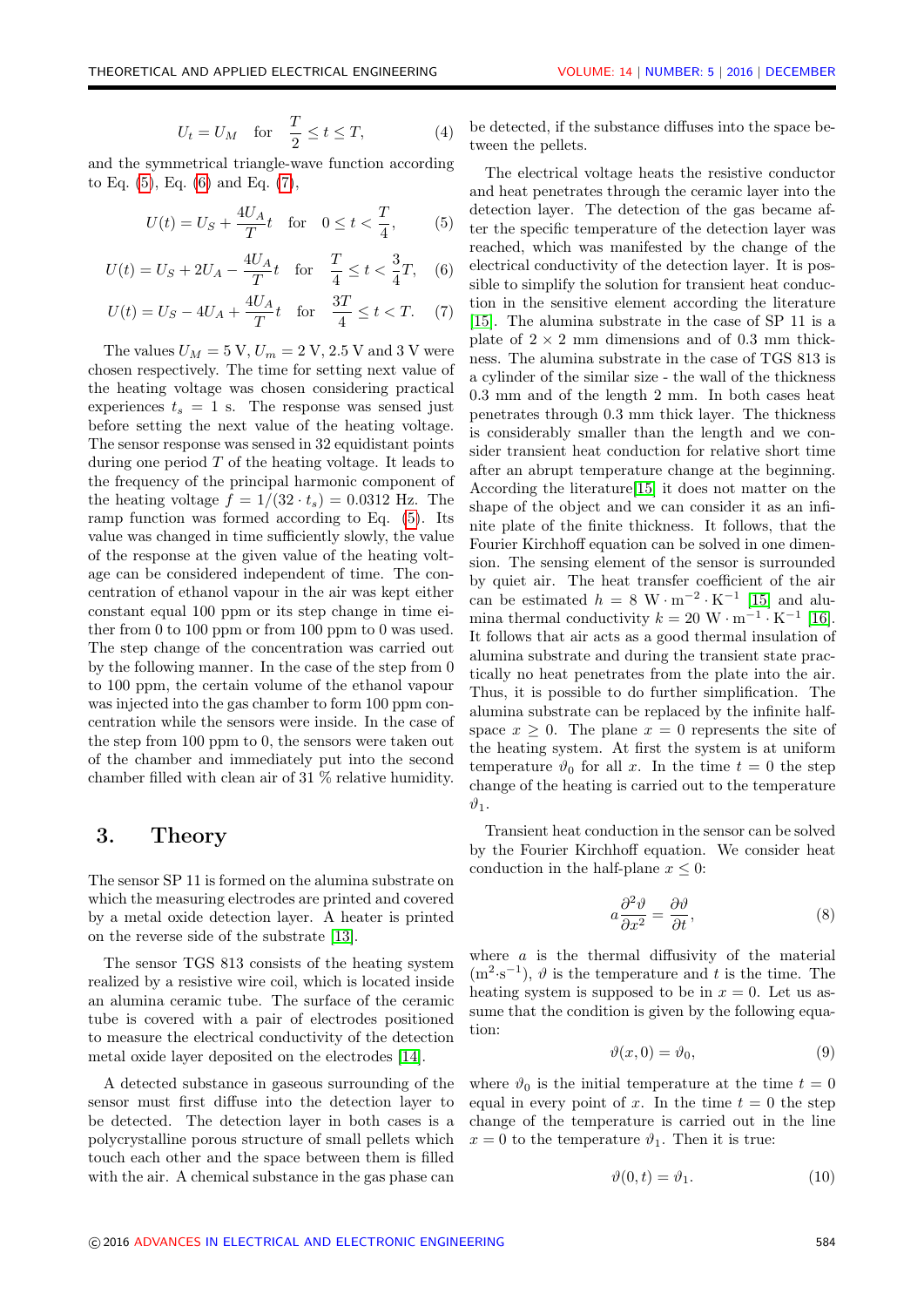$$U_t = U_M \quad \text{for} \quad \frac{T}{2} \leq t \leq T, \tag{4}$$

and the symmetrical triangle-wave function according to Eq. (5), Eq. (6) and Eq. (7),

$$U(t) = U_S + \frac{4U_A}{T}t \quad \text{for} \quad 0 \leq t < \frac{T}{4}, \tag{5}$$

$$U(t) = U_S + 2U_A - \frac{4U_A}{T}t \quad \text{for} \quad \frac{T}{4} \leq t < \frac{3}{4}T, \tag{6}$$

$$U(t) = U_S - 4U_A + \frac{4U_A}{T}t \quad \text{for} \quad \frac{3T}{4} \leq t < T. \tag{7}$$

The values $U_M = 5$ V, $U_m = 2$ V, 2.5 V and 3 V were chosen respectively. The time for setting next value of the heating voltage was chosen considering practical experiences $t_s = 1$ s. The response was sensed just before setting the next value of the heating voltage. The sensor response was sensed in 32 equidistant points during one period $T$ of the heating voltage. It leads to the frequency of the principal harmonic component of the heating voltage $f = 1/(32 \cdot t_s) = 0.0312$ Hz. The ramp function was formed according to Eq. (5). Its value was changed in time sufficiently slowly, the value of the response at the given value of the heating voltage can be considered independent of time. The concentration of ethanol vapour in the air was kept either constant equal 100 ppm or its step change in time either from 0 to 100 ppm or from 100 ppm to 0 was used. The step change of the concentration was carried out by the following manner. In the case of the step from 0 to 100 ppm, the certain volume of the ethanol vapour was injected into the gas chamber to form 100 ppm concentration while the sensors were inside. In the case of the step from 100 ppm to 0, the sensors were taken out of the chamber and immediately put into the second chamber filled with clean air of 31 % relative humidity.

## 3. Theory

The sensor SP 11 is formed on the alumina substrate on which the measuring electrodes are printed and covered by a metal oxide detection layer. A heater is printed on the reverse side of the substrate [13].

The sensor TGS 813 consists of the heating system realized by a resistive wire coil, which is located inside an alumina ceramic tube. The surface of the ceramic tube is covered with a pair of electrodes positioned to measure the electrical conductivity of the detection metal oxide layer deposited on the electrodes [14].

A detected substance in gaseous surrounding of the sensor must first diffuse into the detection layer to be detected. The detection layer in both cases is a polycrystalline porous structure of small pellets which touch each other and the space between them is filled with the air. A chemical substance in the gas phase can be detected, if the substance diffuses into the space between the pellets.

The electrical voltage heats the resistive conductor and heat penetrates through the ceramic layer into the detection layer. The detection of the gas became after the specific temperature of the detection layer was reached, which was manifested by the change of the electrical conductivity of the detection layer. It is possible to simplify the solution for transient heat conduction in the sensitive element according the literature [15]. The alumina substrate in the case of SP 11 is a plate of $2 \times 2$ mm dimensions and of 0.3 mm thickness. The alumina substrate in the case of TGS 813 is a cylinder of the similar size - the wall of the thickness 0.3 mm and of the length 2 mm. In both cases heat penetrates through 0.3 mm thick layer. The thickness is considerably smaller than the length and we consider transient heat conduction for relative short time after an abrupt temperature change at the beginning. According the literature[15] it does not matter on the shape of the object and we can consider it as an infinite plate of the finite thickness. It follows, that the Fourier Kirchhoff equation can be solved in one dimension. The sensing element of the sensor is surrounded by quiet air. The heat transfer coefficient of the air can be estimated $h = 8\ \mathrm{W \cdot m^{-2} \cdot K^{-1}}$ [15] and alumina thermal conductivity $k = 20\ \mathrm{W \cdot m^{-1} \cdot K^{-1}}$ [16]. It follows that air acts as a good thermal insulation of alumina substrate and during the transient state practically no heat penetrates from the plate into the air. Thus, it is possible to do further simplification. The alumina substrate can be replaced by the infinite half-space $x \geq 0$. The plane $x = 0$ represents the site of the heating system. At first the system is at uniform temperature $\vartheta_0$ for all $x$. In the time $t = 0$ the step change of the heating is carried out to the temperature $\vartheta_1$.

Transient heat conduction in the sensor can be solved by the Fourier Kirchhoff equation. We consider heat conduction in the half-plane $x \leq 0$:

$$a\frac{\partial^2 \vartheta}{\partial x^2} = \frac{\partial \vartheta}{\partial t}, \tag{8}$$

where $a$ is the thermal diffusivity of the material ($\mathrm{m^2 \cdot s^{-1}}$), $\vartheta$ is the temperature and $t$ is the time. The heating system is supposed to be in $x = 0$. Let us assume that the condition is given by the following equation:

$$\vartheta(x, 0) = \vartheta_0, \tag{9}$$

where $\vartheta_0$ is the initial temperature at the time $t = 0$ equal in every point of $x$. In the time $t = 0$ the step change of the temperature is carried out in the line $x = 0$ to the temperature $\vartheta_1$. Then it is true:

$$\vartheta(0, t) = \vartheta_1. \tag{10}$$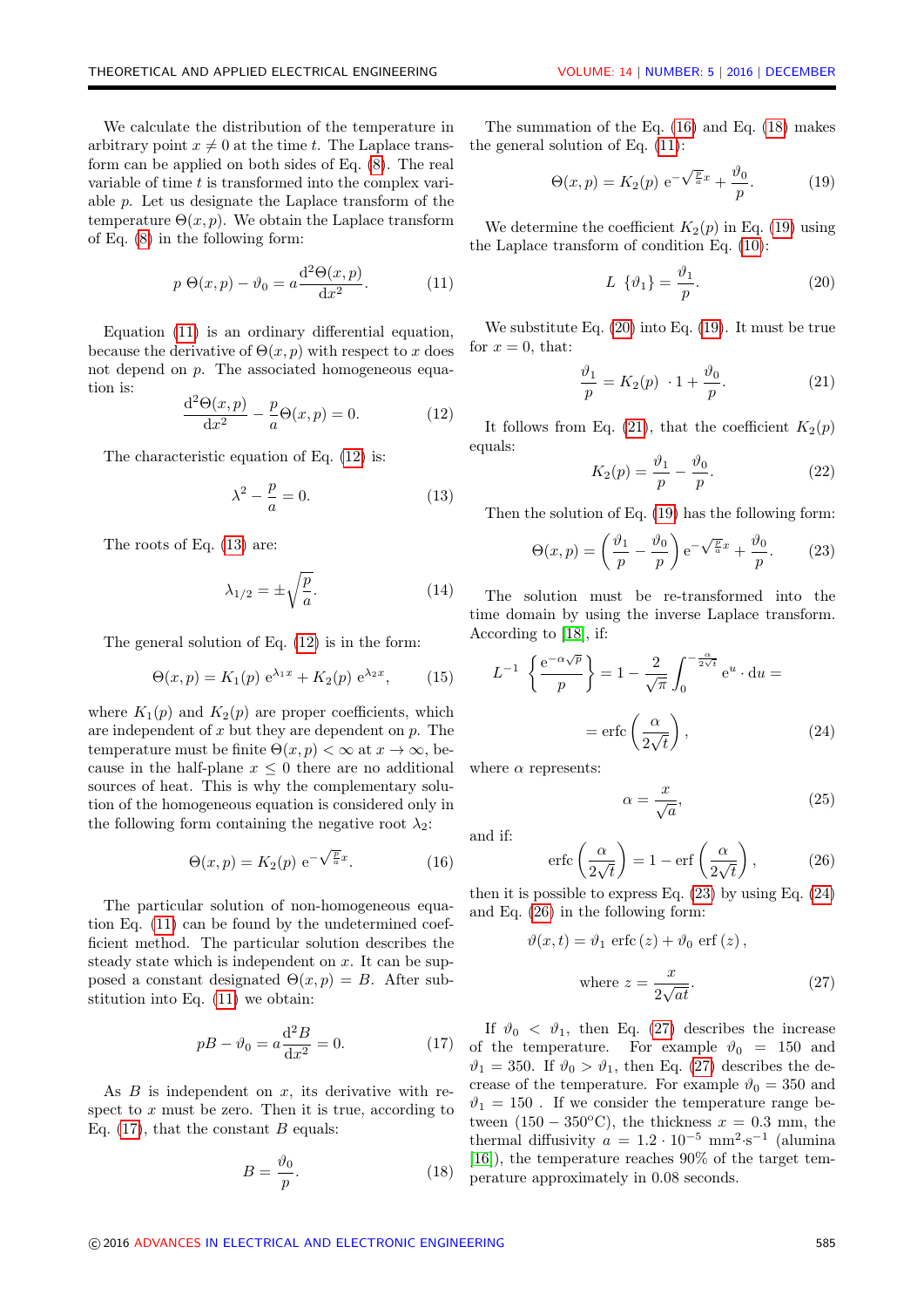We calculate the distribution of the temperature in arbitrary point $x \neq 0$ at the time $t$. The Laplace transform can be applied on both sides of Eq. (8). The real variable of time $t$ is transformed into the complex variable $p$. Let us designate the Laplace transform of the temperature $\Theta(x,p)$. We obtain the Laplace transform of Eq. (8) in the following form:

$$p\ \Theta(x,p) - \vartheta_0 = a\frac{\mathrm{d}^2\Theta(x,p)}{\mathrm{d}x^2}. \tag{11}$$

Equation (11) is an ordinary differential equation, because the derivative of $\Theta(x,p)$ with respect to $x$ does not depend on $p$. The associated homogeneous equation is:

$$\frac{\mathrm{d}^2\Theta(x,p)}{\mathrm{d}x^2} - \frac{p}{a}\Theta(x,p) = 0. \tag{12}$$

The characteristic equation of Eq. (12) is:

$$\lambda^2 - \frac{p}{a} = 0. \tag{13}$$

The roots of Eq. (13) are:

$$\lambda_{1/2} = \pm\sqrt{\frac{p}{a}}. \tag{14}$$

The general solution of Eq. (12) is in the form:

$$\Theta(x,p) = K_1(p)\ \mathrm{e}^{\lambda_1 x} + K_2(p)\ \mathrm{e}^{\lambda_2 x}, \tag{15}$$

where $K_1(p)$ and $K_2(p)$ are proper coefficients, which are independent of $x$ but they are dependent on $p$. The temperature must be finite $\Theta(x,p) < \infty$ at $x \to \infty$, because in the half-plane $x \leq 0$ there are no additional sources of heat. This is why the complementary solution of the homogeneous equation is considered only in the following form containing the negative root $\lambda_2$:

$$\Theta(x,p) = K_2(p)\ \mathrm{e}^{-\sqrt{\frac{p}{a}}x}. \tag{16}$$

The particular solution of non-homogeneous equation Eq. (11) can be found by the undetermined coefficient method. The particular solution describes the steady state which is independent on $x$. It can be supposed a constant designated $\Theta(x,p) = B$. After substitution into Eq. (11) we obtain:

$$pB - \vartheta_0 = a\frac{\mathrm{d}^2B}{\mathrm{d}x^2} = 0. \tag{17}$$

As $B$ is independent on $x$, its derivative with respect to $x$ must be zero. Then it is true, according to Eq. (17), that the constant $B$ equals:

$$B = \frac{\vartheta_0}{p}. \tag{18}$$

The summation of the Eq. (16) and Eq. (18) makes the general solution of Eq. (11):

$$\Theta(x,p) = K_2(p)\ \mathrm{e}^{-\sqrt{\frac{p}{a}}x} + \frac{\vartheta_0}{p}. \tag{19}$$

We determine the coefficient $K_2(p)$ in Eq. (19) using the Laplace transform of condition Eq. (10):

$$L\ \{\vartheta_1\} = \frac{\vartheta_1}{p}. \tag{20}$$

We substitute Eq. (20) into Eq. (19). It must be true for $x = 0$, that:

$$\frac{\vartheta_1}{p} = K_2(p)\ \cdot 1 + \frac{\vartheta_0}{p}. \tag{21}$$

It follows from Eq. (21), that the coefficient $K_2(p)$ equals:

$$K_2(p) = \frac{\vartheta_1}{p} - \frac{\vartheta_0}{p}. \tag{22}$$

Then the solution of Eq. (19) has the following form:

$$\Theta(x,p) = \left(\frac{\vartheta_1}{p} - \frac{\vartheta_0}{p}\right)\mathrm{e}^{-\sqrt{\frac{p}{a}}x} + \frac{\vartheta_0}{p}. \tag{23}$$

The solution must be re-transformed into the time domain by using the inverse Laplace transform. According to [18], if:

$$L^{-1}\left\{\frac{\mathrm{e}^{-\alpha\sqrt{p}}}{p}\right\} = 1 - \frac{2}{\sqrt{\pi}}\int_0^{-\frac{\alpha}{2\sqrt{t}}} \mathrm{e}^{u}\cdot\mathrm{d}u = \mathrm{erfc}\left(\frac{\alpha}{2\sqrt{t}}\right), \tag{24}$$

where $\alpha$ represents:

$$\alpha = \frac{x}{\sqrt{a}}, \tag{25}$$

and if:

$$\mathrm{erfc}\left(\frac{\alpha}{2\sqrt{t}}\right) = 1 - \mathrm{erf}\left(\frac{\alpha}{2\sqrt{t}}\right), \tag{26}$$

then it is possible to express Eq. (23) by using Eq. (24) and Eq. (26) in the following form:

$$\vartheta(x,t) = \vartheta_1\ \mathrm{erfc}\,(z) + \vartheta_0\ \mathrm{erf}\,(z),$$

$$\text{where } z = \frac{x}{2\sqrt{at}}. \tag{27}$$

If $\vartheta_0 < \vartheta_1$, then Eq. (27) describes the increase of the temperature. For example $\vartheta_0 = 150$ and $\vartheta_1 = 350$. If $\vartheta_0 > \vartheta_1$, then Eq. (27) describes the decrease of the temperature. For example $\vartheta_0 = 350$ and $\vartheta_1 = 150$ . If we consider the temperature range between $(150 - 350^{\circ}\mathrm{C})$, the thickness $x = 0.3$ mm, the thermal diffusivity $a = 1.2 \cdot 10^{-5}$ $\mathrm{mm^2{\cdot}s^{-1}}$ (alumina [16]), the temperature reaches 90% of the target temperature approximately in 0.08 seconds.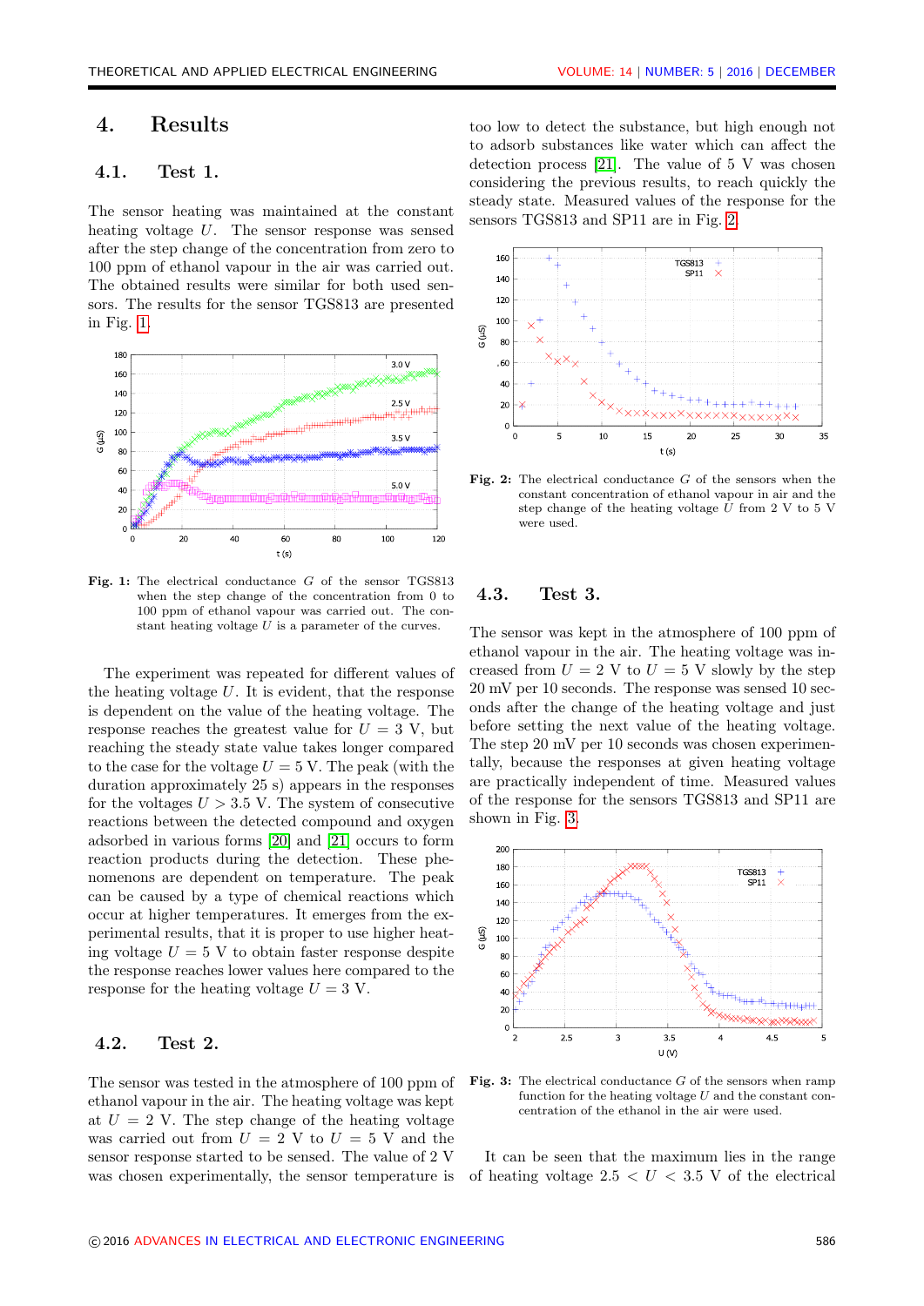## 4. Results

### 4.1. Test 1.

The sensor heating was maintained at the constant heating voltage $U$. The sensor response was sensed after the step change of the concentration from zero to 100 ppm of ethanol vapour in the air was carried out. The obtained results were similar for both used sensors. The results for the sensor TGS813 are presented in Fig. 1.

Fig. 1: The electrical conductance $G$ of the sensor TGS813 when the step change of the concentration from 0 to 100 ppm of ethanol vapour was carried out. The constant heating voltage $U$ is a parameter of the curves.

The experiment was repeated for different values of the heating voltage $U$. It is evident, that the response is dependent on the value of the heating voltage. The response reaches the greatest value for $U = 3$ V, but reaching the steady state value takes longer compared to the case for the voltage $U = 5$ V. The peak (with the duration approximately 25 s) appears in the responses for the voltages $U > 3.5$ V. The system of consecutive reactions between the detected compound and oxygen adsorbed in various forms [20] and [21] occurs to form reaction products during the detection. These phenomenons are dependent on temperature. The peak can be caused by a type of chemical reactions which occur at higher temperatures. It emerges from the experimental results, that it is proper to use higher heating voltage $U = 5$ V to obtain faster response despite the response reaches lower values here compared to the response for the heating voltage $U = 3$ V.

### 4.2. Test 2.

The sensor was tested in the atmosphere of 100 ppm of ethanol vapour in the air. The heating voltage was kept at $U = 2$ V. The step change of the heating voltage was carried out from $U = 2$ V to $U = 5$ V and the sensor response started to be sensed. The value of 2 V was chosen experimentally, the sensor temperature is too low to detect the substance, but high enough not to adsorb substances like water which can affect the detection process [21]. The value of 5 V was chosen considering the previous results, to reach quickly the steady state. Measured values of the response for the sensors TGS813 and SP11 are in Fig. 2.

Fig. 2: The electrical conductance $G$ of the sensors when the constant concentration of ethanol vapour in air and the step change of the heating voltage $U$ from 2 V to 5 V were used.

### 4.3. Test 3.

The sensor was kept in the atmosphere of 100 ppm of ethanol vapour in the air. The heating voltage was increased from $U = 2$ V to $U = 5$ V slowly by the step 20 mV per 10 seconds. The response was sensed 10 seconds after the change of the heating voltage and just before setting the next value of the heating voltage. The step 20 mV per 10 seconds was chosen experimentally, because the responses at given heating voltage are practically independent of time. Measured values of the response for the sensors TGS813 and SP11 are shown in Fig. 3.

Fig. 3: The electrical conductance $G$ of the sensors when ramp function for the heating voltage $U$ and the constant concentration of the ethanol in the air were used.

It can be seen that the maximum lies in the range of heating voltage $2.5 < U < 3.5$ V of the electrical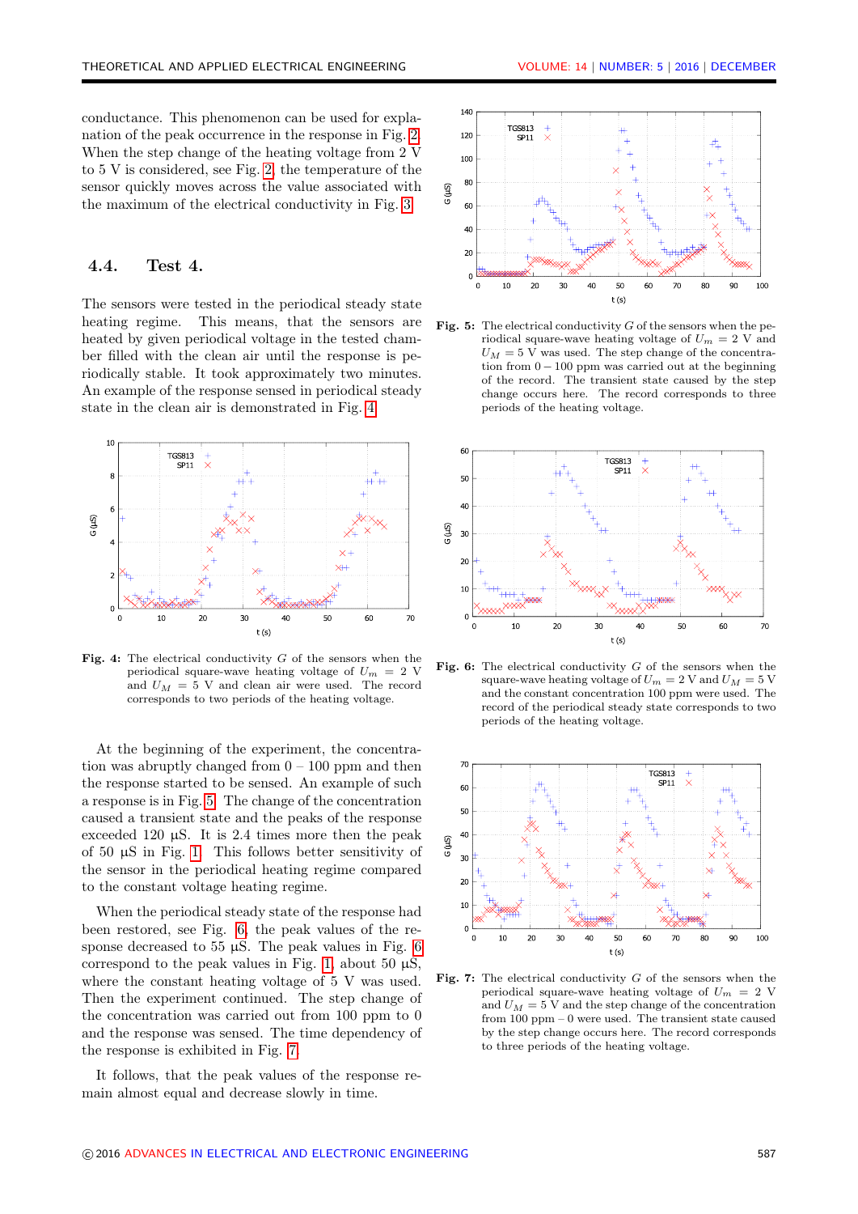conductance. This phenomenon can be used for explanation of the peak occurrence in the response in Fig. 2. When the step change of the heating voltage from 2 V to 5 V is considered, see Fig. 2, the temperature of the sensor quickly moves across the value associated with the maximum of the electrical conductivity in Fig. 3.

### 4.4. Test 4.

The sensors were tested in the periodical steady state heating regime. This means, that the sensors are heated by given periodical voltage in the tested chamber filled with the clean air until the response is periodically stable. It took approximately two minutes. An example of the response sensed in periodical steady state in the clean air is demonstrated in Fig. 4.

**Fig. 4:** The electrical conductivity $G$ of the sensors when the periodical square-wave heating voltage of $U_m = 2$ V and $U_M = 5$ V and clean air were used. The record corresponds to two periods of the heating voltage.

At the beginning of the experiment, the concentration was abruptly changed from 0 – 100 ppm and then the response started to be sensed. An example of such a response is in Fig. 5. The change of the concentration caused a transient state and the peaks of the response exceeded 120 µS. It is 2.4 times more then the peak of 50 µS in Fig. 1. This follows better sensitivity of the sensor in the periodical heating regime compared to the constant voltage heating regime.

When the periodical steady state of the response had been restored, see Fig. 6, the peak values of the response decreased to 55 µS. The peak values in Fig. 6 correspond to the peak values in Fig. 1, about 50 µS, where the constant heating voltage of 5 V was used. Then the experiment continued. The step change of the concentration was carried out from 100 ppm to 0 and the response was sensed. The time dependency of the response is exhibited in Fig. 7.

It follows, that the peak values of the response remain almost equal and decrease slowly in time.

**Fig. 5:** The electrical conductivity $G$ of the sensors when the periodical square-wave heating voltage of $U_m = 2$ V and $U_M = 5$ V was used. The step change of the concentration from $0 - 100$ ppm was carried out at the beginning of the record. The transient state caused by the step change occurs here. The record corresponds to three periods of the heating voltage.

**Fig. 6:** The electrical conductivity $G$ of the sensors when the square-wave heating voltage of $U_m = 2$ V and $U_M = 5$ V and the constant concentration 100 ppm were used. The record of the periodical steady state corresponds to two periods of the heating voltage.

**Fig. 7:** The electrical conductivity $G$ of the sensors when the periodical square-wave heating voltage of $U_m = 2$ V and $U_M = 5$ V and the step change of the concentration from 100 ppm – 0 were used. The transient state caused by the step change occurs here. The record corresponds to three periods of the heating voltage.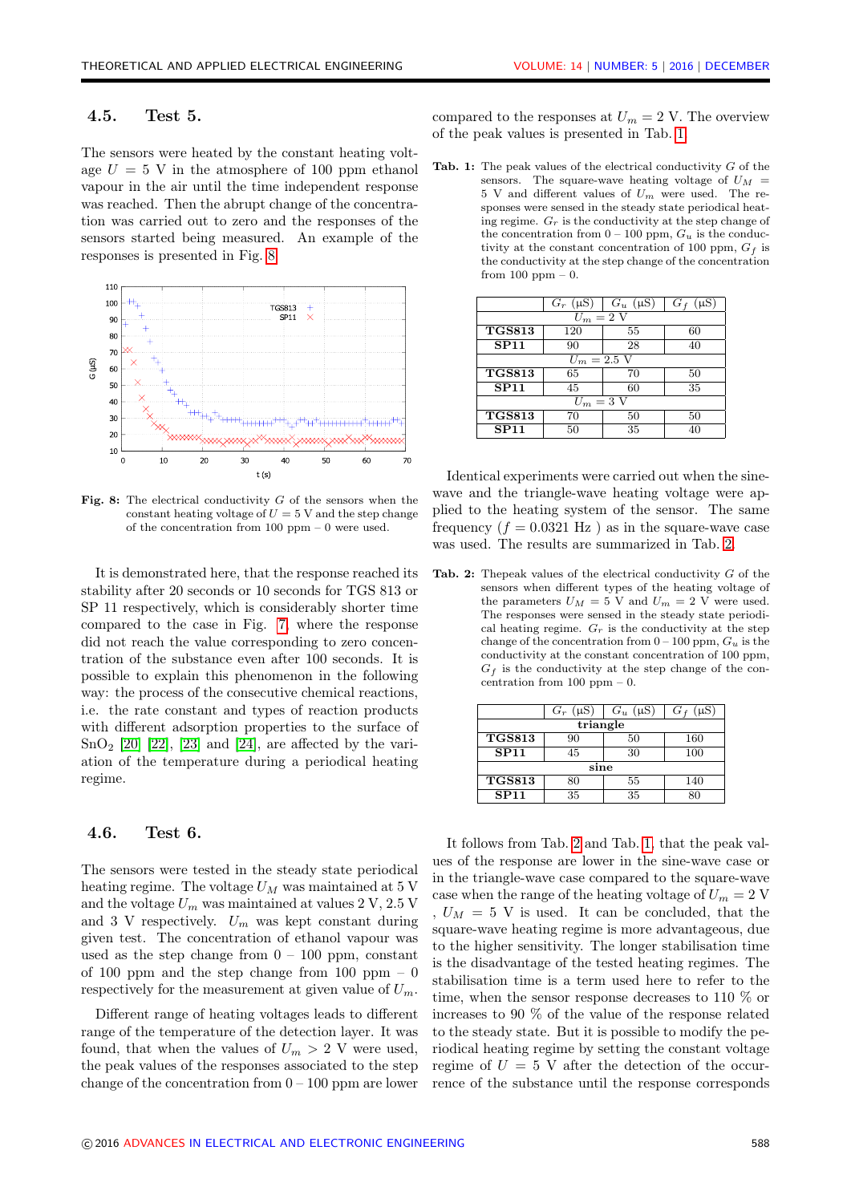### 4.5. Test 5.

The sensors were heated by the constant heating voltage $U = 5$ V in the atmosphere of 100 ppm ethanol vapour in the air until the time independent response was reached. Then the abrupt change of the concentration was carried out to zero and the responses of the sensors started being measured. An example of the responses is presented in Fig. 8.

**Fig. 8:** The electrical conductivity $G$ of the sensors when the constant heating voltage of $U = 5$ V and the step change of the concentration from 100 ppm – 0 were used.

It is demonstrated here, that the response reached its stability after 20 seconds or 10 seconds for TGS 813 or SP 11 respectively, which is considerably shorter time compared to the case in Fig. 7 where the response did not reach the value corresponding to zero concentration of the substance even after 100 seconds. It is possible to explain this phenomenon in the following way: the process of the consecutive chemical reactions, i.e. the rate constant and types of reaction products with different adsorption properties to the surface of $SnO_2$ [20] [22], [23] and [24], are affected by the variation of the temperature during a periodical heating regime.

### 4.6. Test 6.

The sensors were tested in the steady state periodical heating regime. The voltage $U_M$ was maintained at 5 V and the voltage $U_m$ was maintained at values 2 V, 2.5 V and 3 V respectively. $U_m$ was kept constant during given test. The concentration of ethanol vapour was used as the step change from 0 – 100 ppm, constant of 100 ppm and the step change from 100 ppm – 0 respectively for the measurement at given value of $U_m$.

Different range of heating voltages leads to different range of the temperature of the detection layer. It was found, that when the values of $U_m > 2$ V were used, the peak values of the responses associated to the step change of the concentration from 0 – 100 ppm are lower compared to the responses at $U_m = 2$ V. The overview of the peak values is presented in Tab. 1.

**Tab. 1:** The peak values of the electrical conductivity $G$ of the sensors. The square-wave heating voltage of $U_M = 5$ V and different values of $U_m$ were used. The responses were sensed in the steady state periodical heating regime. $G_r$ is the conductivity at the step change of the concentration from 0 – 100 ppm, $G_u$ is the conductivity at the constant concentration of 100 ppm, $G_f$ is the conductivity at the step change of the concentration from 100 ppm – 0.

| | $G_r$ (μS) | $G_u$ (μS) | $G_f$ (μS) |
|---|---|---|---|
| | $U_m = 2$ V | | |
| **TGS813** | 120 | 55 | 60 |
| **SP11** | 90 | 28 | 40 |
| | $U_m = 2.5$ V | | |
| **TGS813** | 65 | 70 | 50 |
| **SP11** | 45 | 60 | 35 |
| | $U_m = 3$ V | | |
| **TGS813** | 70 | 50 | 50 |
| **SP11** | 50 | 35 | 40 |

Identical experiments were carried out when the sine-wave and the triangle-wave heating voltage were applied to the heating system of the sensor. The same frequency ($f = 0.0321$ Hz ) as in the square-wave case was used. The results are summarized in Tab. 2.

**Tab. 2:** Thepeak values of the electrical conductivity $G$ of the sensors when different types of the heating voltage of the parameters $U_M = 5$ V and $U_m = 2$ V were used. The responses were sensed in the steady state periodical heating regime. $G_r$ is the conductivity at the step change of the concentration from 0 – 100 ppm, $G_u$ is the conductivity at the constant concentration of 100 ppm, $G_f$ is the conductivity at the step change of the concentration from 100 ppm – 0.

| | $G_r$ (μS) | $G_u$ (μS) | $G_f$ (μS) |
|---|---|---|---|
| | **triangle** | | |
| **TGS813** | 90 | 50 | 160 |
| **SP11** | 45 | 30 | 100 |
| | **sine** | | |
| **TGS813** | 80 | 55 | 140 |
| **SP11** | 35 | 35 | 80 |

It follows from Tab. 2 and Tab. 1, that the peak values of the response are lower in the sine-wave case or in the triangle-wave case compared to the square-wave case when the range of the heating voltage of $U_m = 2$ V , $U_M = 5$ V is used. It can be concluded, that the square-wave heating regime is more advantageous, due to the higher sensitivity. The longer stabilisation time is the disadvantage of the tested heating regimes. The stabilisation time is a term used here to refer to the time, when the sensor response decreases to 110 % or increases to 90 % of the value of the response related to the steady state. But it is possible to modify the periodical heating regime by setting the constant voltage regime of $U = 5$ V after the detection of the occurrence of the substance until the response corresponds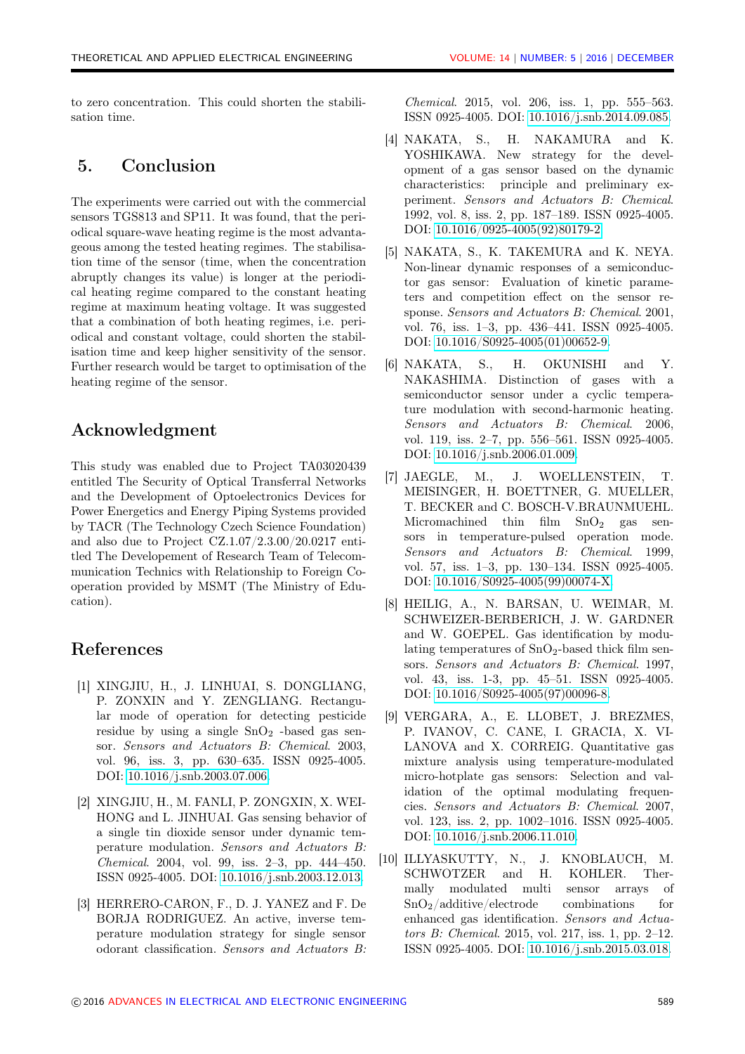to zero concentration. This could shorten the stabilisation time.

## 5. Conclusion

The experiments were carried out with the commercial sensors TGS813 and SP11. It was found, that the periodical square-wave heating regime is the most advantageous among the tested heating regimes. The stabilisation time of the sensor (time, when the concentration abruptly changes its value) is longer at the periodical heating regime compared to the constant heating regime at maximum heating voltage. It was suggested that a combination of both heating regimes, i.e. periodical and constant voltage, could shorten the stabilisation time and keep higher sensitivity of the sensor. Further research would be target to optimisation of the heating regime of the sensor.

## Acknowledgment

This study was enabled due to Project TA03020439 entitled The Security of Optical Transferral Networks and the Development of Optoelectronics Devices for Power Energetics and Energy Piping Systems provided by TACR (The Technology Czech Science Foundation) and also due to Project CZ.1.07/2.3.00/20.0217 entitled The Developement of Research Team of Telecommunication Technics with Relationship to Foreign Cooperation provided by MSMT (The Ministry of Education).

## References

[1] XINGJIU, H., J. LINHUAI, S. DONGLIANG, P. ZONXIN and Y. ZENGLIANG. Rectangular mode of operation for detecting pesticide residue by using a single $SnO_2$ -based gas sensor. *Sensors and Actuators B: Chemical*. 2003, vol. 96, iss. 3, pp. 630–635. ISSN 0925-4005. DOI: 10.1016/j.snb.2003.07.006.

[2] XINGJIU, H., M. FANLI, P. ZONGXIN, X. WEIHONG and L. JINHUAI. Gas sensing behavior of a single tin dioxide sensor under dynamic temperature modulation. *Sensors and Actuators B: Chemical*. 2004, vol. 99, iss. 2–3, pp. 444–450. ISSN 0925-4005. DOI: 10.1016/j.snb.2003.12.013.

[3] HERRERO-CARON, F., D. J. YANEZ and F. De BORJA RODRIGUEZ. An active, inverse temperature modulation strategy for single sensor odorant classification. *Sensors and Actuators B: Chemical*. 2015, vol. 206, iss. 1, pp. 555–563. ISSN 0925-4005. DOI: 10.1016/j.snb.2014.09.085.

[4] NAKATA, S., H. NAKAMURA and K. YOSHIKAWA. New strategy for the development of a gas sensor based on the dynamic characteristics: principle and preliminary experiment. *Sensors and Actuators B: Chemical*. 1992, vol. 8, iss. 2, pp. 187–189. ISSN 0925-4005. DOI: 10.1016/0925-4005(92)80179-2.

[5] NAKATA, S., K. TAKEMURA and K. NEYA. Non-linear dynamic responses of a semiconductor gas sensor: Evaluation of kinetic parameters and competition effect on the sensor response. *Sensors and Actuators B: Chemical*. 2001, vol. 76, iss. 1–3, pp. 436–441. ISSN 0925-4005. DOI: 10.1016/S0925-4005(01)00652-9.

[6] NAKATA, S., H. OKUNISHI and Y. NAKASHIMA. Distinction of gases with a semiconductor sensor under a cyclic temperature modulation with second-harmonic heating. *Sensors and Actuators B: Chemical*. 2006, vol. 119, iss. 2–7, pp. 556–561. ISSN 0925-4005. DOI: 10.1016/j.snb.2006.01.009.

[7] JAEGLE, M., J. WOELLENSTEIN, T. MEISINGER, H. BOETTNER, G. MUELLER, T. BECKER and C. BOSCH-V.BRAUNMUEHL. Micromachined thin film $SnO_2$ gas sensors in temperature-pulsed operation mode. *Sensors and Actuators B: Chemical*. 1999, vol. 57, iss. 1–3, pp. 130–134. ISSN 0925-4005. DOI: 10.1016/S0925-4005(99)00074-X.

[8] HEILIG, A., N. BARSAN, U. WEIMAR, M. SCHWEIZER-BERBERICH, J. W. GARDNER and W. GOEPEL. Gas identification by modulating temperatures of $SnO_2$-based thick film sensors. *Sensors and Actuators B: Chemical*. 1997, vol. 43, iss. 1-3, pp. 45–51. ISSN 0925-4005. DOI: 10.1016/S0925-4005(97)00096-8.

[9] VERGARA, A., E. LLOBET, J. BREZMES, P. IVANOV, C. CANE, I. GRACIA, X. VILANOVA and X. CORREIG. Quantitative gas mixture analysis using temperature-modulated micro-hotplate gas sensors: Selection and validation of the optimal modulating frequencies. *Sensors and Actuators B: Chemical*. 2007, vol. 123, iss. 2, pp. 1002–1016. ISSN 0925-4005. DOI: 10.1016/j.snb.2006.11.010.

[10] ILLYASKUTTY, N., J. KNOBLAUCH, M. SCHWOTZER and H. KOHLER. Thermally modulated multi sensor arrays of $SnO_2$/additive/electrode combinations for enhanced gas identification. *Sensors and Actuators B: Chemical*. 2015, vol. 217, iss. 1, pp. 2–12. ISSN 0925-4005. DOI: 10.1016/j.snb.2015.03.018.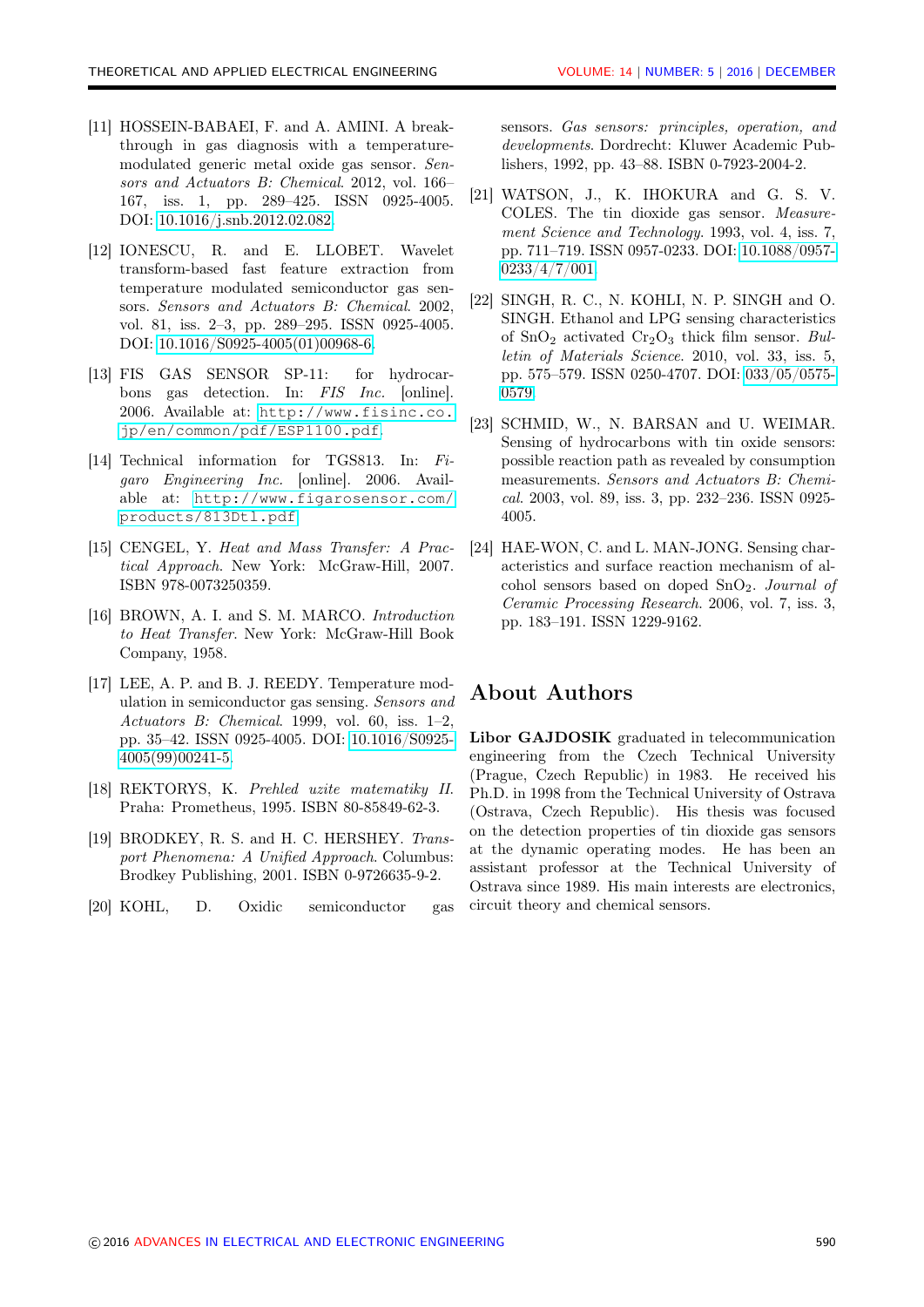[11] HOSSEIN-BABAEI, F. and A. AMINI. A breakthrough in gas diagnosis with a temperature-modulated generic metal oxide gas sensor. *Sensors and Actuators B: Chemical*. 2012, vol. 166–167, iss. 1, pp. 289–425. ISSN 0925-4005. DOI: 10.1016/j.snb.2012.02.082.

[12] IONESCU, R. and E. LLOBET. Wavelet transform-based fast feature extraction from temperature modulated semiconductor gas sensors. *Sensors and Actuators B: Chemical*. 2002, vol. 81, iss. 2–3, pp. 289–295. ISSN 0925-4005. DOI: 10.1016/S0925-4005(01)00968-6.

[13] FIS GAS SENSOR SP-11: for hydrocarbons gas detection. In: *FIS Inc.* [online]. 2006. Available at: http://www.fisinc.co.jp/en/common/pdf/ESP1100.pdf.

[14] Technical information for TGS813. In: *Figaro Engineering Inc.* [online]. 2006. Available at: http://www.figarosensor.com/products/813Dtl.pdf.

[15] CENGEL, Y. *Heat and Mass Transfer: A Practical Approach*. New York: McGraw-Hill, 2007. ISBN 978-0073250359.

[16] BROWN, A. I. and S. M. MARCO. *Introduction to Heat Transfer*. New York: McGraw-Hill Book Company, 1958.

[17] LEE, A. P. and B. J. REEDY. Temperature modulation in semiconductor gas sensing. *Sensors and Actuators B: Chemical*. 1999, vol. 60, iss. 1–2, pp. 35–42. ISSN 0925-4005. DOI: 10.1016/S0925-4005(99)00241-5.

[18] REKTORYS, K. *Prehled uzite matematiky II*. Praha: Prometheus, 1995. ISBN 80-85849-62-3.

[19] BRODKEY, R. S. and H. C. HERSHEY. *Transport Phenomena: A Unified Approach*. Columbus: Brodkey Publishing, 2001. ISBN 0-9726635-9-2.

[20] KOHL, D. Oxidic semiconductor gas sensors. *Gas sensors: principles, operation, and developments*. Dordrecht: Kluwer Academic Publishers, 1992, pp. 43–88. ISBN 0-7923-2004-2.

[21] WATSON, J., K. IHOKURA and G. S. V. COLES. The tin dioxide gas sensor. *Measurement Science and Technology*. 1993, vol. 4, iss. 7, pp. 711–719. ISSN 0957-0233. DOI: 10.1088/0957-0233/4/7/001.

[22] SINGH, R. C., N. KOHLI, N. P. SINGH and O. SINGH. Ethanol and LPG sensing characteristics of $SnO_2$ activated $Cr_2O_3$ thick film sensor. *Bulletin of Materials Science*. 2010, vol. 33, iss. 5, pp. 575–579. ISSN 0250-4707. DOI: 033/05/0575-0579.

[23] SCHMID, W., N. BARSAN and U. WEIMAR. Sensing of hydrocarbons with tin oxide sensors: possible reaction path as revealed by consumption measurements. *Sensors and Actuators B: Chemical*. 2003, vol. 89, iss. 3, pp. 232–236. ISSN 0925-4005.

[24] HAE-WON, C. and L. MAN-JONG. Sensing characteristics and surface reaction mechanism of alcohol sensors based on doped $SnO_2$. *Journal of Ceramic Processing Research*. 2006, vol. 7, iss. 3, pp. 183–191. ISSN 1229-9162.

## About Authors

**Libor GAJDOSIK** graduated in telecommunication engineering from the Czech Technical University (Prague, Czech Republic) in 1983. He received his Ph.D. in 1998 from the Technical University of Ostrava (Ostrava, Czech Republic). His thesis was focused on the detection properties of tin dioxide gas sensors at the dynamic operating modes. He has been an assistant professor at the Technical University of Ostrava since 1989. His main interests are electronics, circuit theory and chemical sensors.